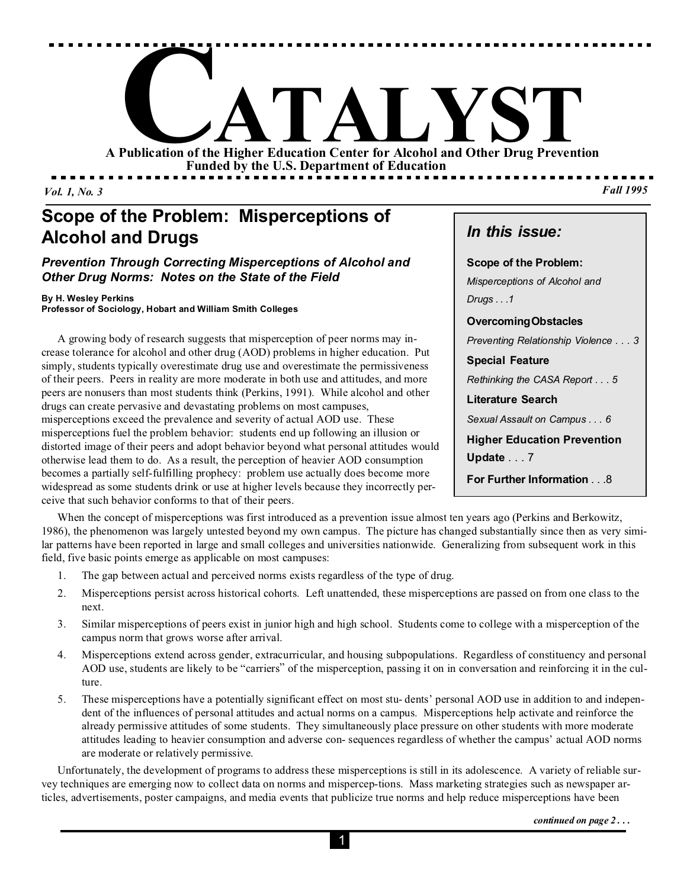# CATALYST

**A Publication of the Higher Education Center for Alcohol and Other Drug Prevention**
**Funded by the U.S. Department of Education**

*Vol. 1, No. 3* *Fall 1995*

## Scope of the Problem: Misperceptions of Alcohol and Drugs

### *Prevention Through Correcting Misperceptions of Alcohol and Other Drug Norms: Notes on the State of the Field*

**By H. Wesley Perkins**
**Professor of Sociology, Hobart and William Smith Colleges**

A growing body of research suggests that misperception of peer norms may increase tolerance for alcohol and other drug (AOD) problems in higher education. Put simply, students typically overestimate drug use and overestimate the permissiveness of their peers. Peers in reality are more moderate in both use and attitudes, and more peers are nonusers than most students think (Perkins, 1991). While alcohol and other drugs can create pervasive and devastating problems on most campuses, misperceptions exceed the prevalence and severity of actual AOD use. These misperceptions fuel the problem behavior: students end up following an illusion or distorted image of their peers and adopt behavior beyond what personal attitudes would otherwise lead them to do. As a result, the perception of heavier AOD consumption becomes a partially self-fulfilling prophecy: problem use actually does become more widespread as some students drink or use at higher levels because they incorrectly perceive that such behavior conforms to that of their peers.

When the concept of misperceptions was first introduced as a prevention issue almost ten years ago (Perkins and Berkowitz, 1986), the phenomenon was largely untested beyond my own campus. The picture has changed substantially since then as very similar patterns have been reported in large and small colleges and universities nationwide. Generalizing from subsequent work in this field, five basic points emerge as applicable on most campuses:

1. The gap between actual and perceived norms exists regardless of the type of drug.
2. Misperceptions persist across historical cohorts. Left unattended, these misperceptions are passed on from one class to the next.
3. Similar misperceptions of peers exist in junior high and high school. Students come to college with a misperception of the campus norm that grows worse after arrival.
4. Misperceptions extend across gender, extracurricular, and housing subpopulations. Regardless of constituency and personal AOD use, students are likely to be "carriers" of the misperception, passing it on in conversation and reinforcing it in the culture.
5. These misperceptions have a potentially significant effect on most students' personal AOD use in addition to and independent of the influences of personal attitudes and actual norms on a campus. Misperceptions help activate and reinforce the already permissive attitudes of some students. They simultaneously place pressure on other students with more moderate attitudes leading to heavier consumption and adverse consequences regardless of whether the campus' actual AOD norms are moderate or relatively permissive.

Unfortunately, the development of programs to address these misperceptions is still in its adolescence. A variety of reliable survey techniques are emerging now to collect data on norms and misperceptions. Mass marketing strategies such as newspaper articles, advertisements, poster campaigns, and media events that publicize true norms and help reduce misperceptions have been

*continued on page 2 . . .*

---

### *In this issue:*

**Scope of the Problem:**
*Misperceptions of Alcohol and Drugs . . .1*

**Overcoming Obstacles**
*Preventing Relationship Violence . . . 3*

**Special Feature**
*Rethinking the CASA Report . . . 5*

**Literature Search**
*Sexual Assault on Campus . . . 6*

**Higher Education Prevention Update** . . . 7

**For Further Information** . . .8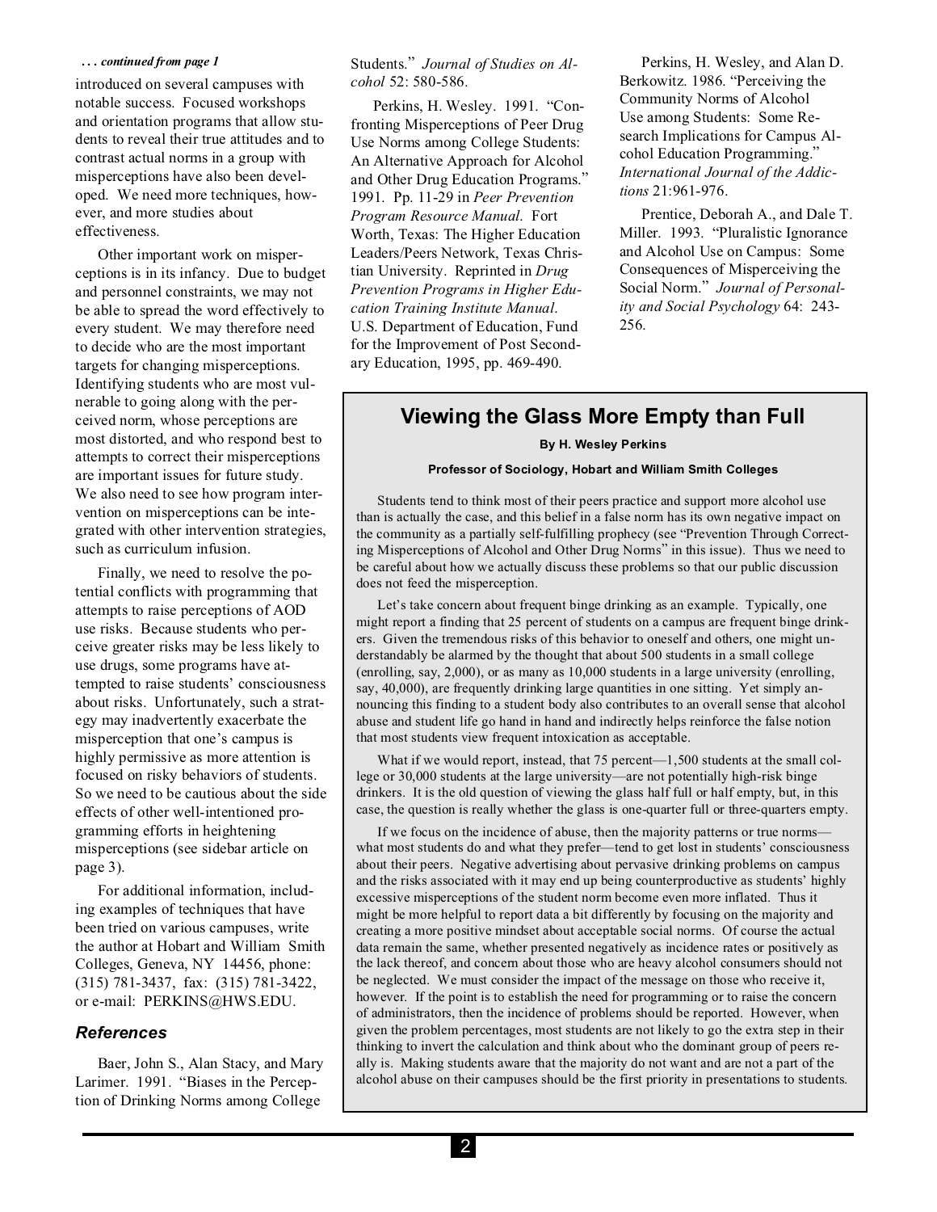*. . . continued from page 1*

introduced on several campuses with notable success. Focused workshops and orientation programs that allow students to reveal their true attitudes and to contrast actual norms in a group with misperceptions have also been developed. We need more techniques, however, and more studies about effectiveness.

Other important work on misperceptions is in its infancy. Due to budget and personnel constraints, we may not be able to spread the word effectively to every student. We may therefore need to decide who are the most important targets for changing misperceptions. Identifying students who are most vulnerable to going along with the perceived norm, whose perceptions are most distorted, and who respond best to attempts to correct their misperceptions are important issues for future study. We also need to see how program intervention on misperceptions can be integrated with other intervention strategies, such as curriculum infusion.

Finally, we need to resolve the potential conflicts with programming that attempts to raise perceptions of AOD use risks. Because students who perceive greater risks may be less likely to use drugs, some programs have attempted to raise students' consciousness about risks. Unfortunately, such a strategy may inadvertently exacerbate the misperception that one's campus is highly permissive as more attention is focused on risky behaviors of students. So we need to be cautious about the side effects of other well-intentioned programming efforts in heightening misperceptions (see sidebar article on page 3).

For additional information, including examples of techniques that have been tried on various campuses, write the author at Hobart and William Smith Colleges, Geneva, NY 14456, phone: (315) 781-3437, fax: (315) 781-3422, or e-mail: PERKINS@HWS.EDU.

### *References*

Baer, John S., Alan Stacy, and Mary Larimer. 1991. "Biases in the Perception of Drinking Norms among College Students." *Journal of Studies on Alcohol* 52: 580-586.

Perkins, H. Wesley. 1991. "Confronting Misperceptions of Peer Drug Use Norms among College Students: An Alternative Approach for Alcohol and Other Drug Education Programs." 1991. Pp. 11-29 in *Peer Prevention Program Resource Manual*. Fort Worth, Texas: The Higher Education Leaders/Peers Network, Texas Christian University. Reprinted in *Drug Prevention Programs in Higher Education Training Institute Manual*. U.S. Department of Education, Fund for the Improvement of Post Secondary Education, 1995, pp. 469-490.

Perkins, H. Wesley, and Alan D. Berkowitz. 1986. "Perceiving the Community Norms of Alcohol Use among Students: Some Research Implications for Campus Alcohol Education Programming." *International Journal of the Addictions* 21:961-976.

Prentice, Deborah A., and Dale T. Miller. 1993. "Pluralistic Ignorance and Alcohol Use on Campus: Some Consequences of Misperceiving the Social Norm." *Journal of Personality and Social Psychology* 64: 243-256.

## Viewing the Glass More Empty than Full

**By H. Wesley Perkins**

**Professor of Sociology, Hobart and William Smith Colleges**

Students tend to think most of their peers practice and support more alcohol use than is actually the case, and this belief in a false norm has its own negative impact on the community as a partially self-fulfilling prophecy (see "Prevention Through Correcting Misperceptions of Alcohol and Other Drug Norms" in this issue). Thus we need to be careful about how we actually discuss these problems so that our public discussion does not feed the misperception.

Let's take concern about frequent binge drinking as an example. Typically, one might report a finding that 25 percent of students on a campus are frequent binge drinkers. Given the tremendous risks of this behavior to oneself and others, one might understandably be alarmed by the thought that about 500 students in a small college (enrolling, say, 2,000), or as many as 10,000 students in a large university (enrolling, say, 40,000), are frequently drinking large quantities in one sitting. Yet simply announcing this finding to a student body also contributes to an overall sense that alcohol abuse and student life go hand in hand and indirectly helps reinforce the false notion that most students view frequent intoxication as acceptable.

What if we would report, instead, that 75 percent—1,500 students at the small college or 30,000 students at the large university—are not potentially high-risk binge drinkers. It is the old question of viewing the glass half full or half empty, but, in this case, the question is really whether the glass is one-quarter full or three-quarters empty.

If we focus on the incidence of abuse, then the majority patterns or true norms—what most students do and what they prefer—tend to get lost in students' consciousness about their peers. Negative advertising about pervasive drinking problems on campus and the risks associated with it may end up being counterproductive as students' highly excessive misperceptions of the student norm become even more inflated. Thus it might be more helpful to report data a bit differently by focusing on the majority and creating a more positive mindset about acceptable social norms. Of course the actual data remain the same, whether presented negatively as incidence rates or positively as the lack thereof, and concern about those who are heavy alcohol consumers should not be neglected. We must consider the impact of the message on those who receive it, however. If the point is to establish the need for programming or to raise the concern of administrators, then the incidence of problems should be reported. However, when given the problem percentages, most students are not likely to go the extra step in their thinking to invert the calculation and think about who the dominant group of peers really is. Making students aware that the majority do not want and are not a part of the alcohol abuse on their campuses should be the first priority in presentations to students.